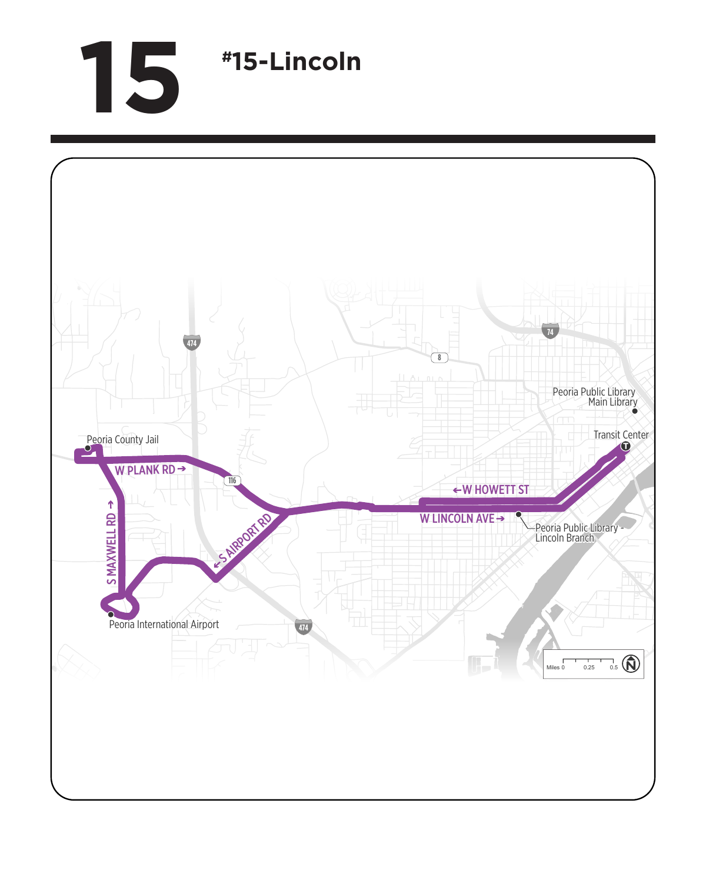# 15

## #15-Lincoln

Peoria County Jail

W PLANK RD →

116

S MAXWELL RD ↑

← S AIRPORT RD

Peoria International Airport

474

474

8

74

Peoria Public Library Main Library

Transit Center

← W HOWETT ST

W LINCOLN AVE →

Peoria Public Library - Lincoln Branch

Miles 0 0.25 0.5

N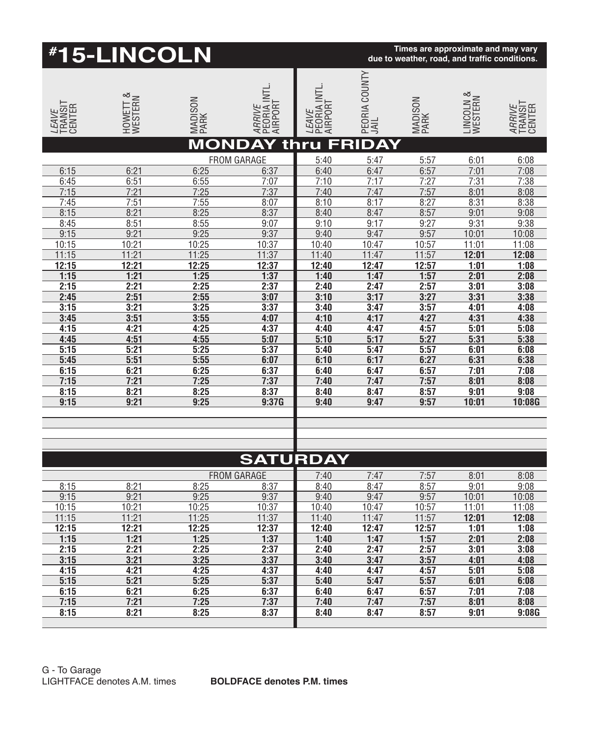# #15-LINCOLN

**Times are approximate and may vary due to weather, road, and traffic conditions.**

| *LEAVE* TRANSIT CENTER | HOWETT & WESTERN | MADISON PARK | *ARRIVE* PEORIA INTL. AIRPORT | *LEAVE* PEORIA INTL. AIRPORT | PEORIA COUNTY JAIL | MADISON PARK | LINCOLN & WESTERN | *ARRIVE* TRANSIT CENTER |
|---|---|---|---|---|---|---|---|---|
| **MONDAY thru FRIDAY** | | | | | | | | |
| | | FROM GARAGE | | 5:40 | 5:47 | 5:57 | 6:01 | 6:08 |
| 6:15 | 6:21 | 6:25 | 6:37 | 6:40 | 6:47 | 6:57 | 7:01 | 7:08 |
| 6:45 | 6:51 | 6:55 | 7:07 | 7:10 | 7:17 | 7:27 | 7:31 | 7:38 |
| 7:15 | 7:21 | 7:25 | 7:37 | 7:40 | 7:47 | 7:57 | 8:01 | 8:08 |
| 7:45 | 7:51 | 7:55 | 8:07 | 8:10 | 8:17 | 8:27 | 8:31 | 8:38 |
| 8:15 | 8:21 | 8:25 | 8:37 | 8:40 | 8:47 | 8:57 | 9:01 | 9:08 |
| 8:45 | 8:51 | 8:55 | 9:07 | 9:10 | 9:17 | 9:27 | 9:31 | 9:38 |
| 9:15 | 9:21 | 9:25 | 9:37 | 9:40 | 9:47 | 9:57 | 10:01 | 10:08 |
| 10:15 | 10:21 | 10:25 | 10:37 | 10:40 | 10:47 | 10:57 | 11:01 | 11:08 |
| 11:15 | 11:21 | 11:25 | 11:37 | 11:40 | 11:47 | 11:57 | **12:01** | **12:08** |
| **12:15** | **12:21** | **12:25** | **12:37** | **12:40** | **12:47** | **12:57** | **1:01** | **1:08** |
| **1:15** | **1:21** | **1:25** | **1:37** | **1:40** | **1:47** | **1:57** | **2:01** | **2:08** |
| **2:15** | **2:21** | **2:25** | **2:37** | **2:40** | **2:47** | **2:57** | **3:01** | **3:08** |
| **2:45** | **2:51** | **2:55** | **3:07** | **3:10** | **3:17** | **3:27** | **3:31** | **3:38** |
| **3:15** | **3:21** | **3:25** | **3:37** | **3:40** | **3:47** | **3:57** | **4:01** | **4:08** |
| **3:45** | **3:51** | **3:55** | **4:07** | **4:10** | **4:17** | **4:27** | **4:31** | **4:38** |
| **4:15** | **4:21** | **4:25** | **4:37** | **4:40** | **4:47** | **4:57** | **5:01** | **5:08** |
| **4:45** | **4:51** | **4:55** | **5:07** | **5:10** | **5:17** | **5:27** | **5:31** | **5:38** |
| **5:15** | **5:21** | **5:25** | **5:37** | **5:40** | **5:47** | **5:57** | **6:01** | **6:08** |
| **5:45** | **5:51** | **5:55** | **6:07** | **6:10** | **6:17** | **6:27** | **6:31** | **6:38** |
| **6:15** | **6:21** | **6:25** | **6:37** | **6:40** | **6:47** | **6:57** | **7:01** | **7:08** |
| **7:15** | **7:21** | **7:25** | **7:37** | **7:40** | **7:47** | **7:57** | **8:01** | **8:08** |
| **8:15** | **8:21** | **8:25** | **8:37** | **8:40** | **8:47** | **8:57** | **9:01** | **9:08** |
| **9:15** | **9:21** | **9:25** | **9:37G** | **9:40** | **9:47** | **9:57** | **10:01** | **10:08G** |
| **SATURDAY** | | | | | | | | |
| | | FROM GARAGE | | 7:40 | 7:47 | 7:57 | 8:01 | 8:08 |
| 8:15 | 8:21 | 8:25 | 8:37 | 8:40 | 8:47 | 8:57 | 9:01 | 9:08 |
| 9:15 | 9:21 | 9:25 | 9:37 | 9:40 | 9:47 | 9:57 | 10:01 | 10:08 |
| 10:15 | 10:21 | 10:25 | 10:37 | 10:40 | 10:47 | 10:57 | 11:01 | 11:08 |
| 11:15 | 11:21 | 11:25 | 11:37 | 11:40 | 11:47 | 11:57 | **12:01** | **12:08** |
| **12:15** | **12:21** | **12:25** | **12:37** | **12:40** | **12:47** | **12:57** | **1:01** | **1:08** |
| **1:15** | **1:21** | **1:25** | **1:37** | **1:40** | **1:47** | **1:57** | **2:01** | **2:08** |
| **2:15** | **2:21** | **2:25** | **2:37** | **2:40** | **2:47** | **2:57** | **3:01** | **3:08** |
| **3:15** | **3:21** | **3:25** | **3:37** | **3:40** | **3:47** | **3:57** | **4:01** | **4:08** |
| **4:15** | **4:21** | **4:25** | **4:37** | **4:40** | **4:47** | **4:57** | **5:01** | **5:08** |
| **5:15** | **5:21** | **5:25** | **5:37** | **5:40** | **5:47** | **5:57** | **6:01** | **6:08** |
| **6:15** | **6:21** | **6:25** | **6:37** | **6:40** | **6:47** | **6:57** | **7:01** | **7:08** |
| **7:15** | **7:21** | **7:25** | **7:37** | **7:40** | **7:47** | **7:57** | **8:01** | **8:08** |
| **8:15** | **8:21** | **8:25** | **8:37** | **8:40** | **8:47** | **8:57** | **9:01** | **9:08G** |

G - To Garage
LIGHTFACE denotes A.M. times **BOLDFACE denotes P.M. times**